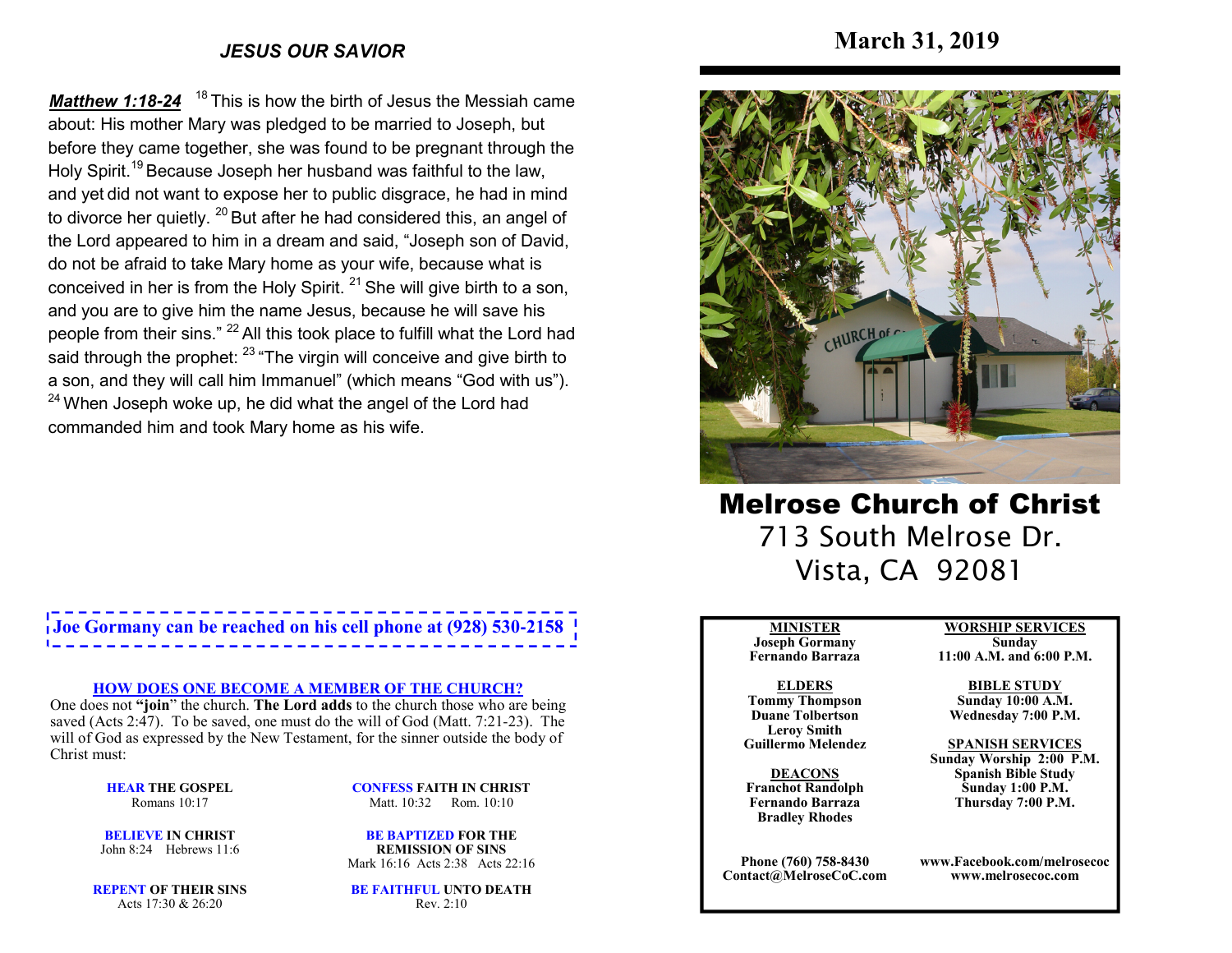## JESUS OUR SAVIOR

***Matthew 1:18-24*** [18] This is how the birth of Jesus the Messiah came about: His mother Mary was pledged to be married to Joseph, but before they came together, she was found to be pregnant through the Holy Spirit.[19] Because Joseph her husband was faithful to the law, and yet did not want to expose her to public disgrace, he had in mind to divorce her quietly. [20] But after he had considered this, an angel of the Lord appeared to him in a dream and said, "Joseph son of David, do not be afraid to take Mary home as your wife, because what is conceived in her is from the Holy Spirit. [21] She will give birth to a son, and you are to give him the name Jesus, because he will save his people from their sins." [22] All this took place to fulfill what the Lord had said through the prophet: [23] "The virgin will conceive and give birth to a son, and they will call him Immanuel" (which means "God with us"). [24] When Joseph woke up, he did what the angel of the Lord had commanded him and took Mary home as his wife.

**Joe Gormany can be reached on his cell phone at (928) 530-2158**

**HOW DOES ONE BECOME A MEMBER OF THE CHURCH?**

One does not **"join"** the church. **The Lord adds** to the church those who are being saved (Acts 2:47). To be saved, one must do the will of God (Matt. 7:21-23). The will of God as expressed by the New Testament, for the sinner outside the body of Christ must:

**HEAR THE GOSPEL**
Romans 10:17

**BELIEVE IN CHRIST**
John 8:24 Hebrews 11:6

**REPENT OF THEIR SINS**
Acts 17:30 & 26:20

**CONFESS FAITH IN CHRIST**
Matt. 10:32 Rom. 10:10

**BE BAPTIZED FOR THE REMISSION OF SINS**
Mark 16:16 Acts 2:38 Acts 22:16

**BE FAITHFUL UNTO DEATH**
Rev. 2:10

# March 31, 2019

# Melrose Church of Christ

713 South Melrose Dr.
Vista, CA 92081

**MINISTER**
Joseph Gormany
Fernando Barraza

**ELDERS**
Tommy Thompson
Duane Tolbertson
Leroy Smith
Guillermo Melendez

**DEACONS**
Franchot Randolph
Fernando Barraza
Bradley Rhodes

**WORSHIP SERVICES**
Sunday
11:00 A.M. and 6:00 P.M.

**BIBLE STUDY**
Sunday 10:00 A.M.
Wednesday 7:00 P.M.

**SPANISH SERVICES**
Sunday Worship 2:00 P.M.
Spanish Bible Study
Sunday 1:00 P.M.
Thursday 7:00 P.M.

Phone (760) 758-8430
Contact@MelroseCoC.com

www.Facebook.com/melrosecoc
www.melrosecoc.com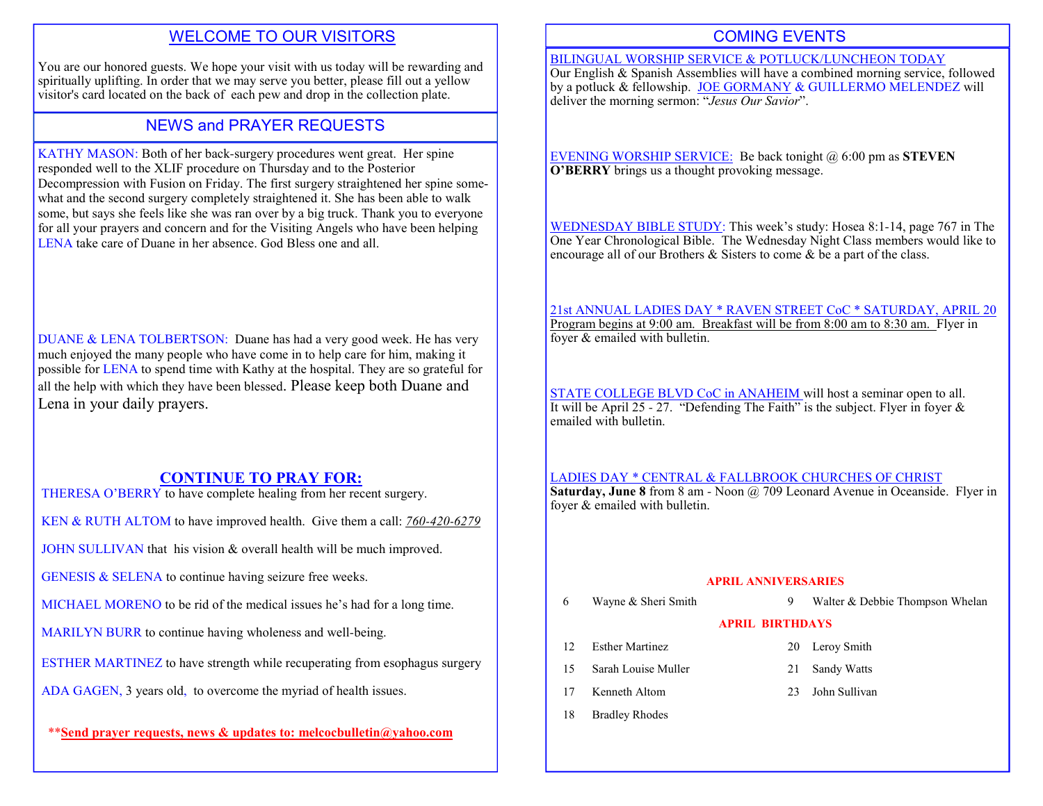## WELCOME TO OUR VISITORS

You are our honored guests. We hope your visit with us today will be rewarding and spiritually uplifting. In order that we may serve you better, please fill out a yellow visitor's card located on the back of each pew and drop in the collection plate.

## NEWS and PRAYER REQUESTS

KATHY MASON: Both of her back-surgery procedures went great. Her spine responded well to the XLIF procedure on Thursday and to the Posterior Decompression with Fusion on Friday. The first surgery straightened her spine somewhat and the second surgery completely straightened it. She has been able to walk some, but says she feels like she was ran over by a big truck. Thank you to everyone for all your prayers and concern and for the Visiting Angels who have been helping LENA take care of Duane in her absence. God Bless one and all.

DUANE & LENA TOLBERTSON: Duane has had a very good week. He has very much enjoyed the many people who have come in to help care for him, making it possible for LENA to spend time with Kathy at the hospital. They are so grateful for all the help with which they have been blessed. Please keep both Duane and Lena in your daily prayers.

### CONTINUE TO PRAY FOR:

THERESA O'BERRY to have complete healing from her recent surgery.

KEN & RUTH ALTOM to have improved health. Give them a call: *760-420-6279*

JOHN SULLIVAN that his vision & overall health will be much improved.

GENESIS & SELENA to continue having seizure free weeks.

MICHAEL MORENO to be rid of the medical issues he's had for a long time.

MARILYN BURR to continue having wholeness and well-being.

ESTHER MARTINEZ to have strength while recuperating from esophagus surgery

ADA GAGEN, 3 years old, to overcome the myriad of health issues.

**\*\*Send prayer requests, news & updates to: melcocbulletin@yahoo.com**

## COMING EVENTS

BILINGUAL WORSHIP SERVICE & POTLUCK/LUNCHEON TODAY
Our English & Spanish Assemblies will have a combined morning service, followed by a potluck & fellowship. JOE GORMANY & GUILLERMO MELENDEZ will deliver the morning sermon: "*Jesus Our Savior*".

EVENING WORSHIP SERVICE: Be back tonight @ 6:00 pm as **STEVEN O'BERRY** brings us a thought provoking message.

WEDNESDAY BIBLE STUDY: This week's study: Hosea 8:1-14, page 767 in The One Year Chronological Bible. The Wednesday Night Class members would like to encourage all of our Brothers & Sisters to come & be a part of the class.

21st ANNUAL LADIES DAY * RAVEN STREET CoC * SATURDAY, APRIL 20
Program begins at 9:00 am. Breakfast will be from 8:00 am to 8:30 am. Flyer in foyer & emailed with bulletin.

STATE COLLEGE BLVD CoC in ANAHEIM will host a seminar open to all. It will be April 25 - 27. "Defending The Faith" is the subject. Flyer in foyer & emailed with bulletin.

LADIES DAY * CENTRAL & FALLBROOK CHURCHES OF CHRIST
**Saturday, June 8** from 8 am - Noon @ 709 Leonard Avenue in Oceanside. Flyer in foyer & emailed with bulletin.

**APRIL ANNIVERSARIES**

| | | | |
|---|---|---|---|
| 6 | Wayne & Sheri Smith | 9 | Walter & Debbie Thompson Whelan |

**APRIL BIRTHDAYS**

| | | | |
|---|---|---|---|
| 12 | Esther Martinez | 20 | Leroy Smith |
| 15 | Sarah Louise Muller | 21 | Sandy Watts |
| 17 | Kenneth Altom | 23 | John Sullivan |
| 18 | Bradley Rhodes | | |